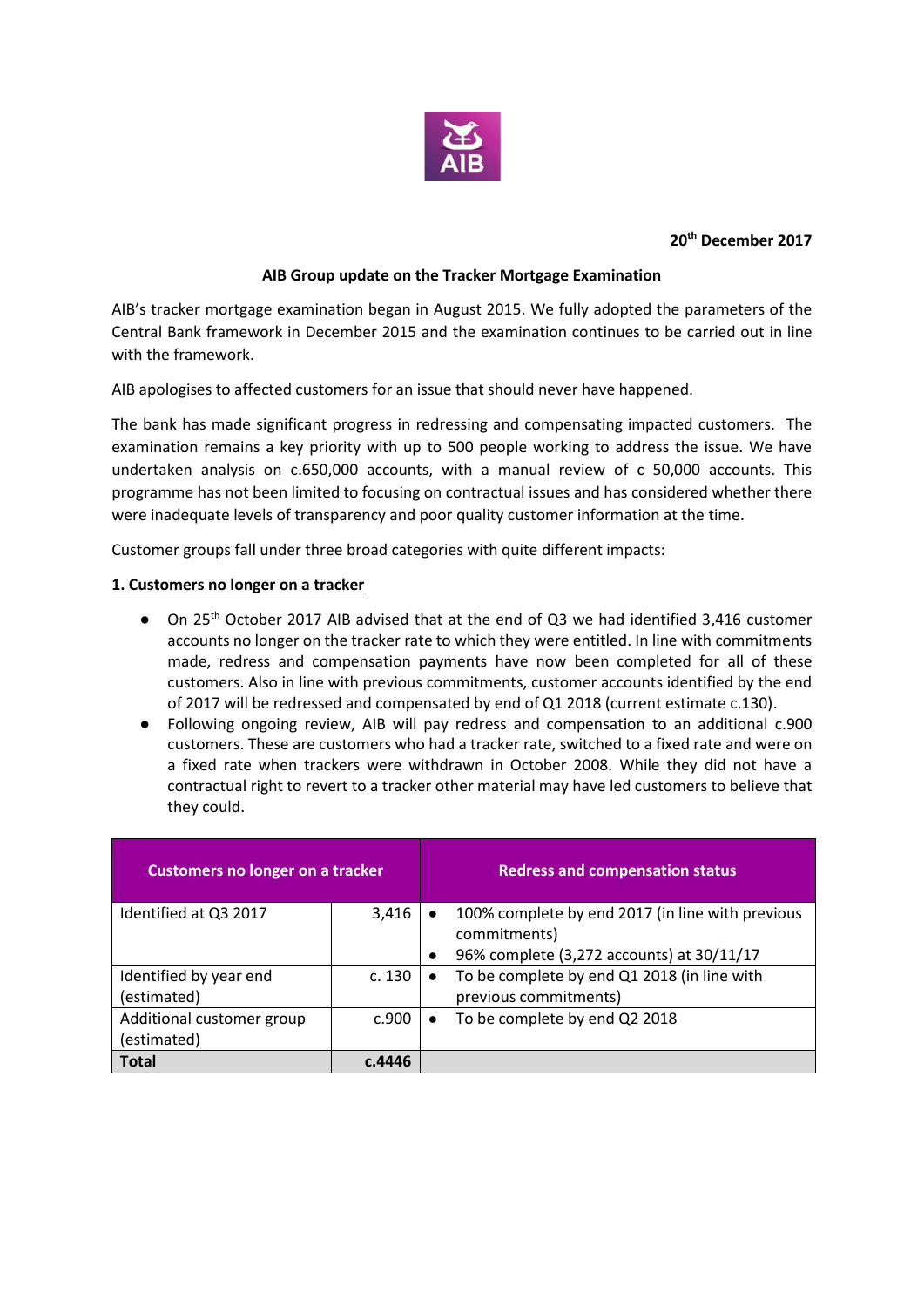**20th December 2017**

## AIB Group update on the Tracker Mortgage Examination

AIB's tracker mortgage examination began in August 2015. We fully adopted the parameters of the Central Bank framework in December 2015 and the examination continues to be carried out in line with the framework.

AIB apologises to affected customers for an issue that should never have happened.

The bank has made significant progress in redressing and compensating impacted customers. The examination remains a key priority with up to 500 people working to address the issue. We have undertaken analysis on c.650,000 accounts, with a manual review of c 50,000 accounts. This programme has not been limited to focusing on contractual issues and has considered whether there were inadequate levels of transparency and poor quality customer information at the time.

Customer groups fall under three broad categories with quite different impacts:

### 1. Customers no longer on a tracker

- On 25th October 2017 AIB advised that at the end of Q3 we had identified 3,416 customer accounts no longer on the tracker rate to which they were entitled. In line with commitments made, redress and compensation payments have now been completed for all of these customers. Also in line with previous commitments, customer accounts identified by the end of 2017 will be redressed and compensated by end of Q1 2018 (current estimate c.130).
- Following ongoing review, AIB will pay redress and compensation to an additional c.900 customers. These are customers who had a tracker rate, switched to a fixed rate and were on a fixed rate when trackers were withdrawn in October 2008. While they did not have a contractual right to revert to a tracker other material may have led customers to believe that they could.

| Customers no longer on a tracker | | Redress and compensation status |
|---|---|---|
| Identified at Q3 2017 | 3,416 | • 100% complete by end 2017 (in line with previous commitments)<br>• 96% complete (3,272 accounts) at 30/11/17 |
| Identified by year end (estimated) | c. 130 | • To be complete by end Q1 2018 (in line with previous commitments) |
| Additional customer group (estimated) | c.900 | • To be complete by end Q2 2018 |
| **Total** | **c.4446** | |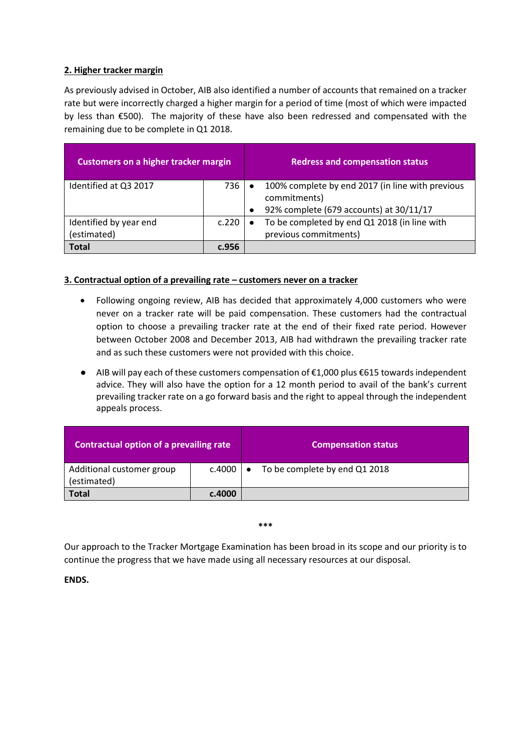**2. Higher tracker margin**

As previously advised in October, AIB also identified a number of accounts that remained on a tracker rate but were incorrectly charged a higher margin for a period of time (most of which were impacted by less than €500). The majority of these have also been redressed and compensated with the remaining due to be complete in Q1 2018.

| Customers on a higher tracker margin | | Redress and compensation status |
|---|---|---|
| Identified at Q3 2017 | 736 | • 100% complete by end 2017 (in line with previous commitments)<br>• 92% complete (679 accounts) at 30/11/17 |
| Identified by year end (estimated) | c.220 | • To be completed by end Q1 2018 (in line with previous commitments) |
| **Total** | **c.956** | |

**3. Contractual option of a prevailing rate – customers never on a tracker**

- Following ongoing review, AIB has decided that approximately 4,000 customers who were never on a tracker rate will be paid compensation. These customers had the contractual option to choose a prevailing tracker rate at the end of their fixed rate period. However between October 2008 and December 2013, AIB had withdrawn the prevailing tracker rate and as such these customers were not provided with this choice.
- AIB will pay each of these customers compensation of €1,000 plus €615 towards independent advice. They will also have the option for a 12 month period to avail of the bank's current prevailing tracker rate on a go forward basis and the right to appeal through the independent appeals process.

| Contractual option of a prevailing rate | | Compensation status |
|---|---|---|
| Additional customer group (estimated) | c.4000 | • To be complete by end Q1 2018 |
| **Total** | **c.4000** | |

\*\*\*

Our approach to the Tracker Mortgage Examination has been broad in its scope and our priority is to continue the progress that we have made using all necessary resources at our disposal.

**ENDS.**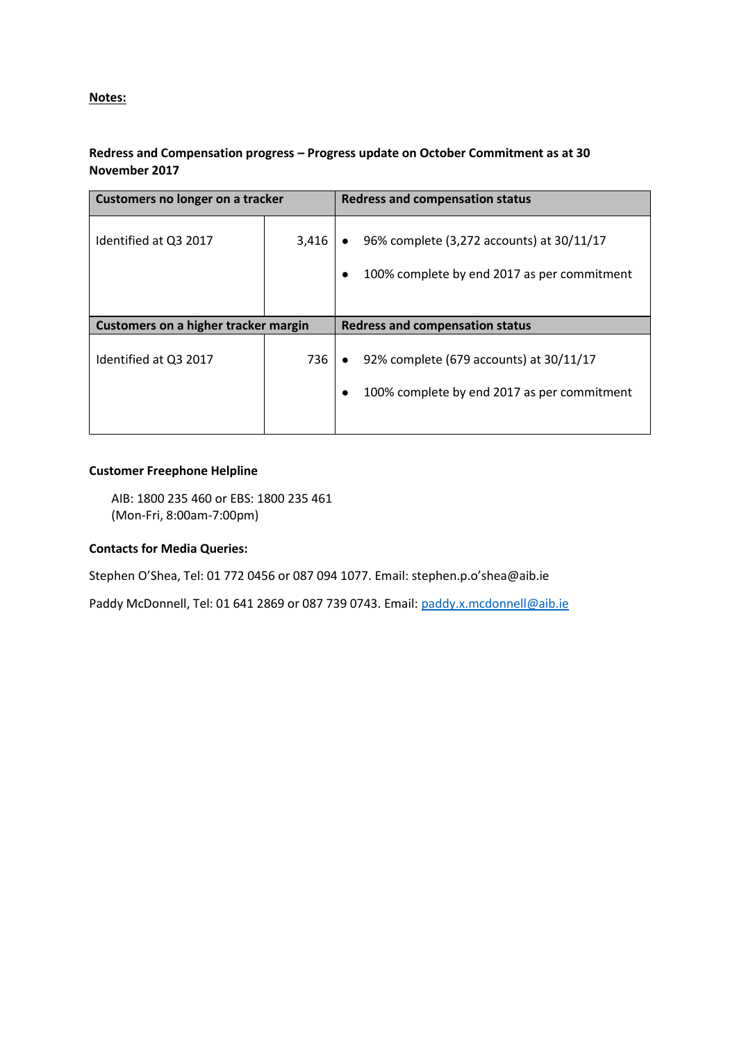**Notes:**

**Redress and Compensation progress – Progress update on October Commitment as at 30 November 2017**

| Customers no longer on a tracker | | Redress and compensation status |
|---|---|---|
| Identified at Q3 2017 | 3,416 | • 96% complete (3,272 accounts) at 30/11/17<br>• 100% complete by end 2017 as per commitment |
| **Customers on a higher tracker margin** | | **Redress and compensation status** |
| Identified at Q3 2017 | 736 | • 92% complete (679 accounts) at 30/11/17<br>• 100% complete by end 2017 as per commitment |

**Customer Freephone Helpline**

AIB: 1800 235 460 or EBS: 1800 235 461
(Mon-Fri, 8:00am-7:00pm)

**Contacts for Media Queries:**

Stephen O'Shea, Tel: 01 772 0456 or 087 094 1077. Email: stephen.p.o'shea@aib.ie

Paddy McDonnell, Tel: 01 641 2869 or 087 739 0743. Email: paddy.x.mcdonnell@aib.ie